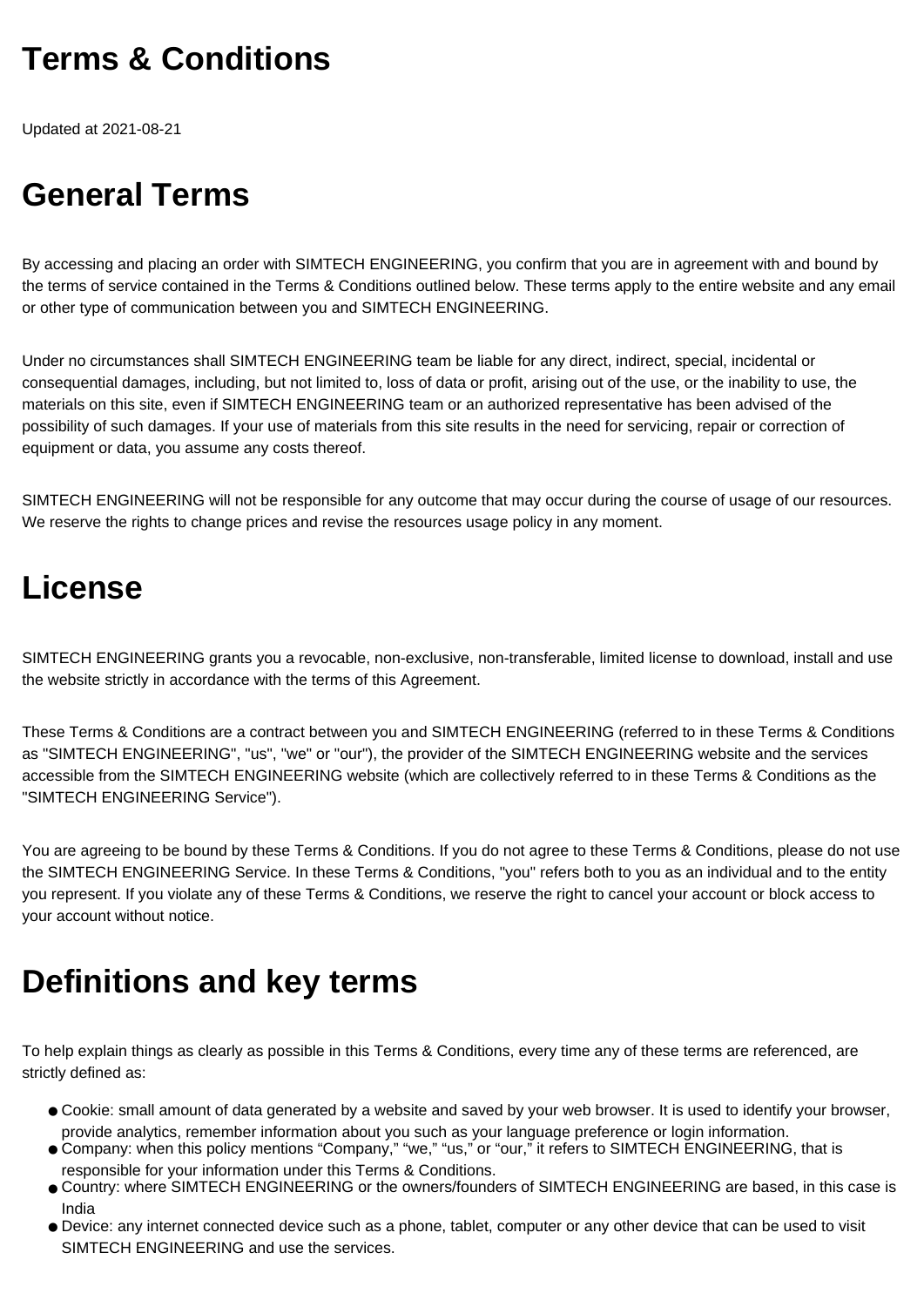# Terms & Conditions

Updated at 2021-08-21

# General Terms

By accessing and placing an order with SIMTECH ENGINEERING, you confirm that you are in agreement with and bound by the terms of service contained in the Terms & Conditions outlined below. These terms apply to the entire website and any email or other type of communication between you and SIMTECH ENGINEERING.

Under no circumstances shall SIMTECH ENGINEERING team be liable for any direct, indirect, special, incidental or consequential damages, including, but not limited to, loss of data or profit, arising out of the use, or the inability to use, the materials on this site, even if SIMTECH ENGINEERING team or an authorized representative has been advised of the possibility of such damages. If your use of materials from this site results in the need for servicing, repair or correction of equipment or data, you assume any costs thereof.

SIMTECH ENGINEERING will not be responsible for any outcome that may occur during the course of usage of our resources. We reserve the rights to change prices and revise the resources usage policy in any moment.

# License

SIMTECH ENGINEERING grants you a revocable, non-exclusive, non-transferable, limited license to download, install and use the website strictly in accordance with the terms of this Agreement.

These Terms & Conditions are a contract between you and SIMTECH ENGINEERING (referred to in these Terms & Conditions as "SIMTECH ENGINEERING", "us", "we" or "our"), the provider of the SIMTECH ENGINEERING website and the services accessible from the SIMTECH ENGINEERING website (which are collectively referred to in these Terms & Conditions as the "SIMTECH ENGINEERING Service").

You are agreeing to be bound by these Terms & Conditions. If you do not agree to these Terms & Conditions, please do not use the SIMTECH ENGINEERING Service. In these Terms & Conditions, "you" refers both to you as an individual and to the entity you represent. If you violate any of these Terms & Conditions, we reserve the right to cancel your account or block access to your account without notice.

# Definitions and key terms

To help explain things as clearly as possible in this Terms & Conditions, every time any of these terms are referenced, are strictly defined as:

- Cookie: small amount of data generated by a website and saved by your web browser. It is used to identify your browser, provide analytics, remember information about you such as your language preference or login information.
- Company: when this policy mentions “Company,” “we,” “us,” or “our,” it refers to SIMTECH ENGINEERING, that is responsible for your information under this Terms & Conditions.
- Country: where SIMTECH ENGINEERING or the owners/founders of SIMTECH ENGINEERING are based, in this case is India
- Device: any internet connected device such as a phone, tablet, computer or any other device that can be used to visit SIMTECH ENGINEERING and use the services.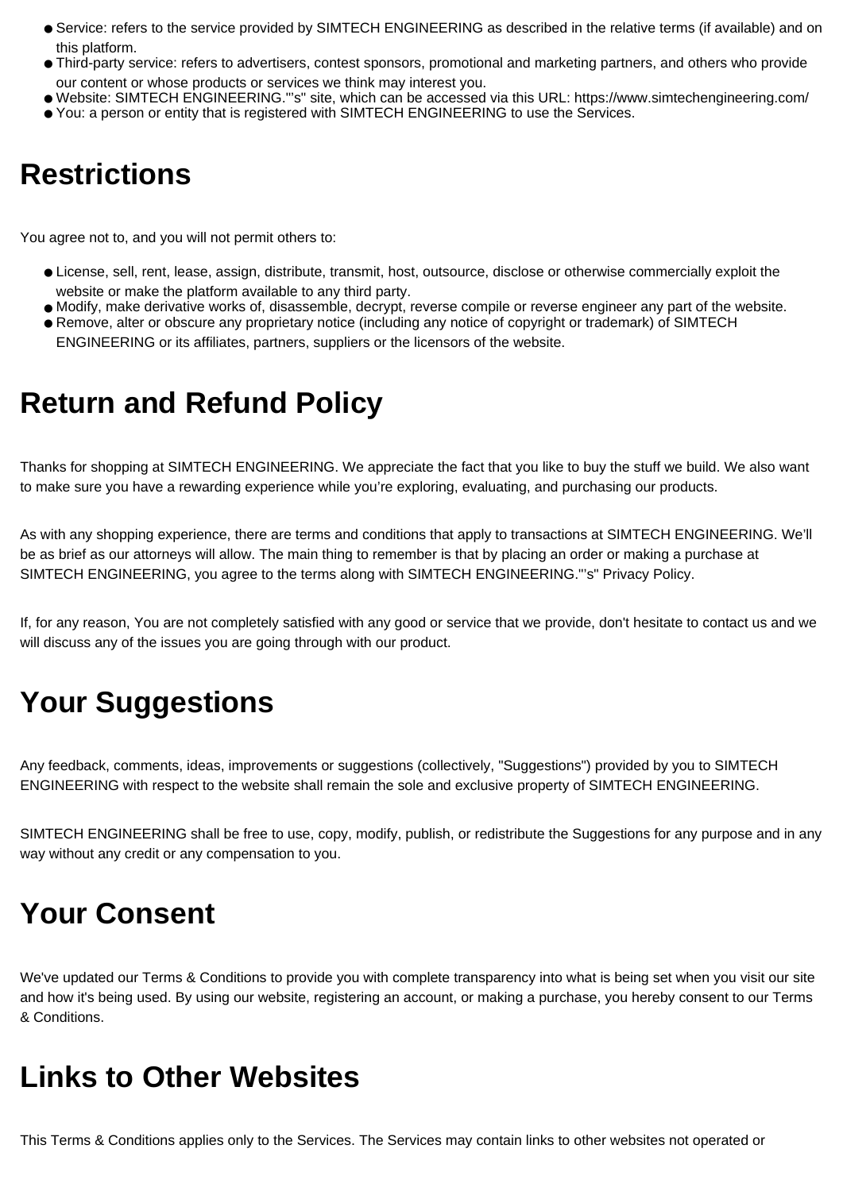- Service: refers to the service provided by SIMTECH ENGINEERING as described in the relative terms (if available) and on this platform.
- Third-party service: refers to advertisers, contest sponsors, promotional and marketing partners, and others who provide our content or whose products or services we think may interest you.
- Website: SIMTECH ENGINEERING."'s" site, which can be accessed via this URL: https://www.simtechengineering.com/
- You: a person or entity that is registered with SIMTECH ENGINEERING to use the Services.

# Restrictions

You agree not to, and you will not permit others to:

- License, sell, rent, lease, assign, distribute, transmit, host, outsource, disclose or otherwise commercially exploit the website or make the platform available to any third party.
- Modify, make derivative works of, disassemble, decrypt, reverse compile or reverse engineer any part of the website.
- Remove, alter or obscure any proprietary notice (including any notice of copyright or trademark) of SIMTECH ENGINEERING or its affiliates, partners, suppliers or the licensors of the website.

# Return and Refund Policy

Thanks for shopping at SIMTECH ENGINEERING. We appreciate the fact that you like to buy the stuff we build. We also want to make sure you have a rewarding experience while you're exploring, evaluating, and purchasing our products.

As with any shopping experience, there are terms and conditions that apply to transactions at SIMTECH ENGINEERING. We'll be as brief as our attorneys will allow. The main thing to remember is that by placing an order or making a purchase at SIMTECH ENGINEERING, you agree to the terms along with SIMTECH ENGINEERING."'s" Privacy Policy.

If, for any reason, You are not completely satisfied with any good or service that we provide, don't hesitate to contact us and we will discuss any of the issues you are going through with our product.

# Your Suggestions

Any feedback, comments, ideas, improvements or suggestions (collectively, "Suggestions") provided by you to SIMTECH ENGINEERING with respect to the website shall remain the sole and exclusive property of SIMTECH ENGINEERING.

SIMTECH ENGINEERING shall be free to use, copy, modify, publish, or redistribute the Suggestions for any purpose and in any way without any credit or any compensation to you.

# Your Consent

We've updated our Terms & Conditions to provide you with complete transparency into what is being set when you visit our site and how it's being used. By using our website, registering an account, or making a purchase, you hereby consent to our Terms & Conditions.

# Links to Other Websites

This Terms & Conditions applies only to the Services. The Services may contain links to other websites not operated or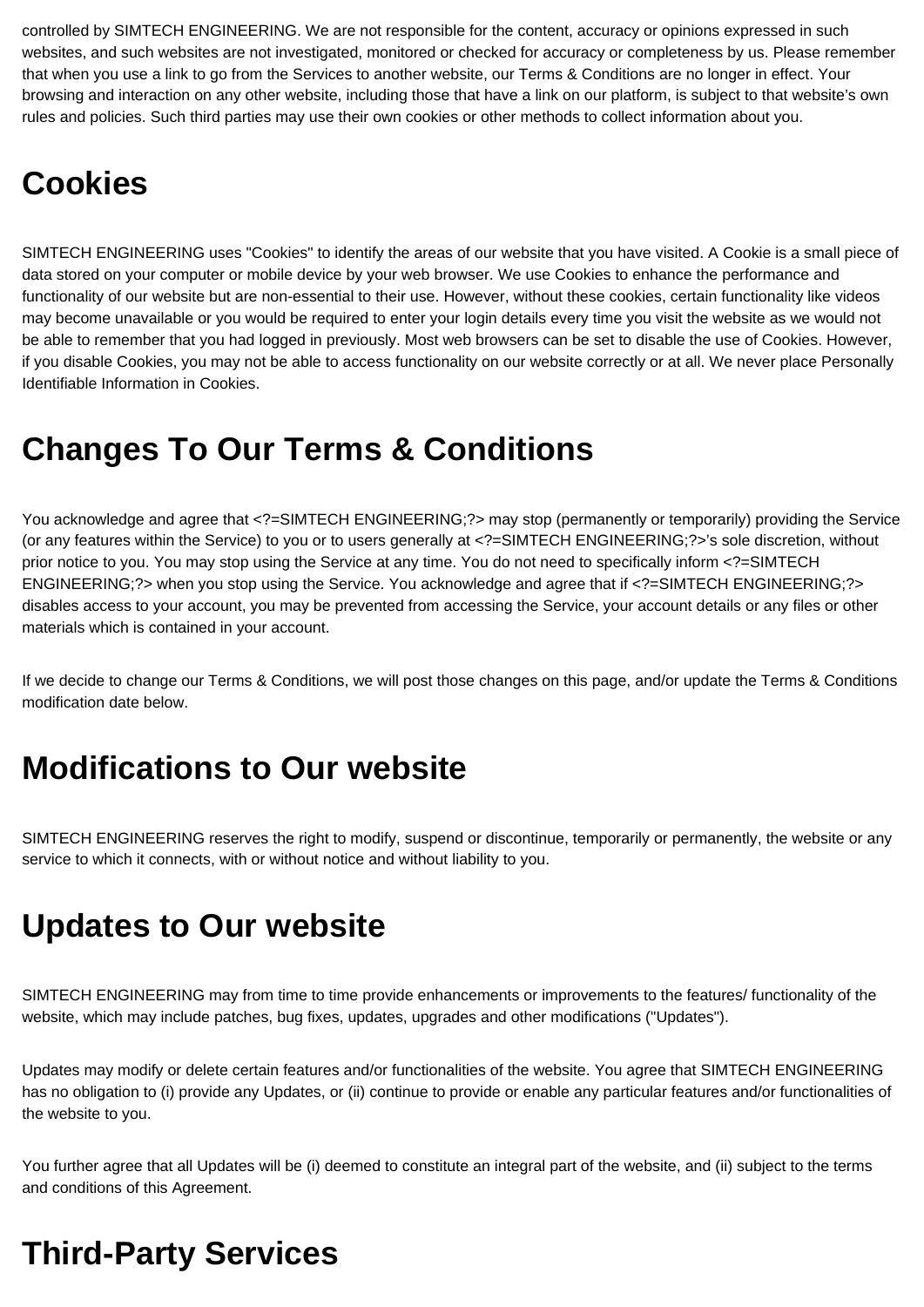controlled by SIMTECH ENGINEERING. We are not responsible for the content, accuracy or opinions expressed in such websites, and such websites are not investigated, monitored or checked for accuracy or completeness by us. Please remember that when you use a link to go from the Services to another website, our Terms & Conditions are no longer in effect. Your browsing and interaction on any other website, including those that have a link on our platform, is subject to that website's own rules and policies. Such third parties may use their own cookies or other methods to collect information about you.

# Cookies

SIMTECH ENGINEERING uses "Cookies" to identify the areas of our website that you have visited. A Cookie is a small piece of data stored on your computer or mobile device by your web browser. We use Cookies to enhance the performance and functionality of our website but are non-essential to their use. However, without these cookies, certain functionality like videos may become unavailable or you would be required to enter your login details every time you visit the website as we would not be able to remember that you had logged in previously. Most web browsers can be set to disable the use of Cookies. However, if you disable Cookies, you may not be able to access functionality on our website correctly or at all. We never place Personally Identifiable Information in Cookies.

# Changes To Our Terms & Conditions

You acknowledge and agree that <?=SIMTECH ENGINEERING;?> may stop (permanently or temporarily) providing the Service (or any features within the Service) to you or to users generally at <?=SIMTECH ENGINEERING;?>'s sole discretion, without prior notice to you. You may stop using the Service at any time. You do not need to specifically inform <?=SIMTECH ENGINEERING;?> when you stop using the Service. You acknowledge and agree that if <?=SIMTECH ENGINEERING;?> disables access to your account, you may be prevented from accessing the Service, your account details or any files or other materials which is contained in your account.

If we decide to change our Terms & Conditions, we will post those changes on this page, and/or update the Terms & Conditions modification date below.

# Modifications to Our website

SIMTECH ENGINEERING reserves the right to modify, suspend or discontinue, temporarily or permanently, the website or any service to which it connects, with or without notice and without liability to you.

# Updates to Our website

SIMTECH ENGINEERING may from time to time provide enhancements or improvements to the features/ functionality of the website, which may include patches, bug fixes, updates, upgrades and other modifications ("Updates").

Updates may modify or delete certain features and/or functionalities of the website. You agree that SIMTECH ENGINEERING has no obligation to (i) provide any Updates, or (ii) continue to provide or enable any particular features and/or functionalities of the website to you.

You further agree that all Updates will be (i) deemed to constitute an integral part of the website, and (ii) subject to the terms and conditions of this Agreement.

# Third-Party Services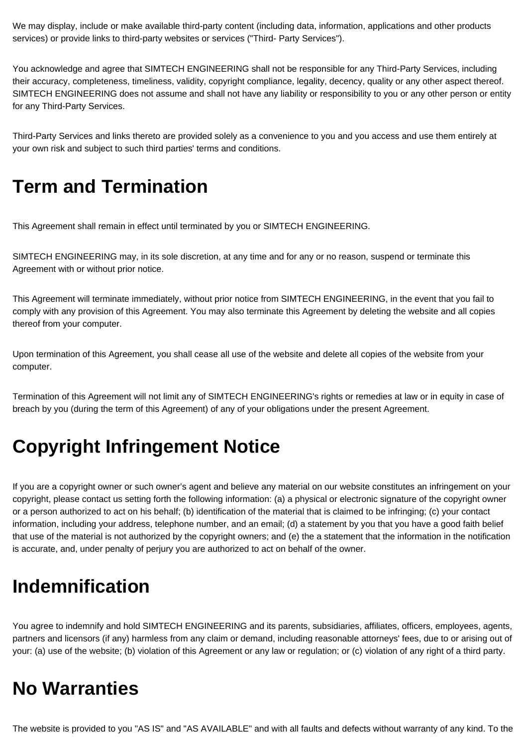We may display, include or make available third-party content (including data, information, applications and other products services) or provide links to third-party websites or services ("Third- Party Services").

You acknowledge and agree that SIMTECH ENGINEERING shall not be responsible for any Third-Party Services, including their accuracy, completeness, timeliness, validity, copyright compliance, legality, decency, quality or any other aspect thereof. SIMTECH ENGINEERING does not assume and shall not have any liability or responsibility to you or any other person or entity for any Third-Party Services.

Third-Party Services and links thereto are provided solely as a convenience to you and you access and use them entirely at your own risk and subject to such third parties' terms and conditions.

# Term and Termination

This Agreement shall remain in effect until terminated by you or SIMTECH ENGINEERING.

SIMTECH ENGINEERING may, in its sole discretion, at any time and for any or no reason, suspend or terminate this Agreement with or without prior notice.

This Agreement will terminate immediately, without prior notice from SIMTECH ENGINEERING, in the event that you fail to comply with any provision of this Agreement. You may also terminate this Agreement by deleting the website and all copies thereof from your computer.

Upon termination of this Agreement, you shall cease all use of the website and delete all copies of the website from your computer.

Termination of this Agreement will not limit any of SIMTECH ENGINEERING's rights or remedies at law or in equity in case of breach by you (during the term of this Agreement) of any of your obligations under the present Agreement.

# Copyright Infringement Notice

If you are a copyright owner or such owner's agent and believe any material on our website constitutes an infringement on your copyright, please contact us setting forth the following information: (a) a physical or electronic signature of the copyright owner or a person authorized to act on his behalf; (b) identification of the material that is claimed to be infringing; (c) your contact information, including your address, telephone number, and an email; (d) a statement by you that you have a good faith belief that use of the material is not authorized by the copyright owners; and (e) the a statement that the information in the notification is accurate, and, under penalty of perjury you are authorized to act on behalf of the owner.

# Indemnification

You agree to indemnify and hold SIMTECH ENGINEERING and its parents, subsidiaries, affiliates, officers, employees, agents, partners and licensors (if any) harmless from any claim or demand, including reasonable attorneys' fees, due to or arising out of your: (a) use of the website; (b) violation of this Agreement or any law or regulation; or (c) violation of any right of a third party.

# No Warranties

The website is provided to you "AS IS" and "AS AVAILABLE" and with all faults and defects without warranty of any kind. To the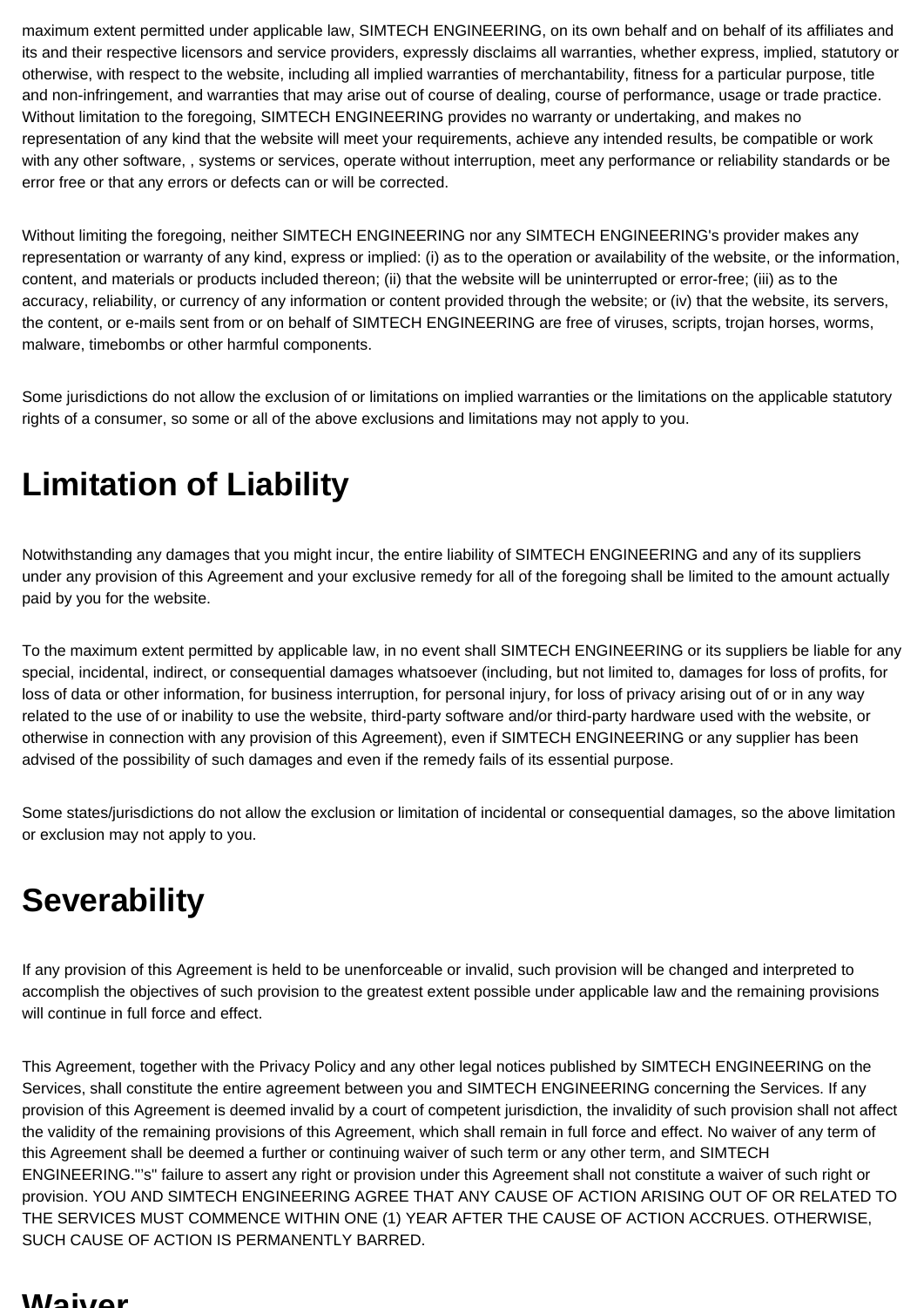maximum extent permitted under applicable law, SIMTECH ENGINEERING, on its own behalf and on behalf of its affiliates and its and their respective licensors and service providers, expressly disclaims all warranties, whether express, implied, statutory or otherwise, with respect to the website, including all implied warranties of merchantability, fitness for a particular purpose, title and non-infringement, and warranties that may arise out of course of dealing, course of performance, usage or trade practice. Without limitation to the foregoing, SIMTECH ENGINEERING provides no warranty or undertaking, and makes no representation of any kind that the website will meet your requirements, achieve any intended results, be compatible or work with any other software, , systems or services, operate without interruption, meet any performance or reliability standards or be error free or that any errors or defects can or will be corrected.

Without limiting the foregoing, neither SIMTECH ENGINEERING nor any SIMTECH ENGINEERING's provider makes any representation or warranty of any kind, express or implied: (i) as to the operation or availability of the website, or the information, content, and materials or products included thereon; (ii) that the website will be uninterrupted or error-free; (iii) as to the accuracy, reliability, or currency of any information or content provided through the website; or (iv) that the website, its servers, the content, or e-mails sent from or on behalf of SIMTECH ENGINEERING are free of viruses, scripts, trojan horses, worms, malware, timebombs or other harmful components.

Some jurisdictions do not allow the exclusion of or limitations on implied warranties or the limitations on the applicable statutory rights of a consumer, so some or all of the above exclusions and limitations may not apply to you.

# Limitation of Liability

Notwithstanding any damages that you might incur, the entire liability of SIMTECH ENGINEERING and any of its suppliers under any provision of this Agreement and your exclusive remedy for all of the foregoing shall be limited to the amount actually paid by you for the website.

To the maximum extent permitted by applicable law, in no event shall SIMTECH ENGINEERING or its suppliers be liable for any special, incidental, indirect, or consequential damages whatsoever (including, but not limited to, damages for loss of profits, for loss of data or other information, for business interruption, for personal injury, for loss of privacy arising out of or in any way related to the use of or inability to use the website, third-party software and/or third-party hardware used with the website, or otherwise in connection with any provision of this Agreement), even if SIMTECH ENGINEERING or any supplier has been advised of the possibility of such damages and even if the remedy fails of its essential purpose.

Some states/jurisdictions do not allow the exclusion or limitation of incidental or consequential damages, so the above limitation or exclusion may not apply to you.

# Severability

If any provision of this Agreement is held to be unenforceable or invalid, such provision will be changed and interpreted to accomplish the objectives of such provision to the greatest extent possible under applicable law and the remaining provisions will continue in full force and effect.

This Agreement, together with the Privacy Policy and any other legal notices published by SIMTECH ENGINEERING on the Services, shall constitute the entire agreement between you and SIMTECH ENGINEERING concerning the Services. If any provision of this Agreement is deemed invalid by a court of competent jurisdiction, the invalidity of such provision shall not affect the validity of the remaining provisions of this Agreement, which shall remain in full force and effect. No waiver of any term of this Agreement shall be deemed a further or continuing waiver of such term or any other term, and SIMTECH ENGINEERING."'s" failure to assert any right or provision under this Agreement shall not constitute a waiver of such right or provision. YOU AND SIMTECH ENGINEERING AGREE THAT ANY CAUSE OF ACTION ARISING OUT OF OR RELATED TO THE SERVICES MUST COMMENCE WITHIN ONE (1) YEAR AFTER THE CAUSE OF ACTION ACCRUES. OTHERWISE, SUCH CAUSE OF ACTION IS PERMANENTLY BARRED.

# Waiver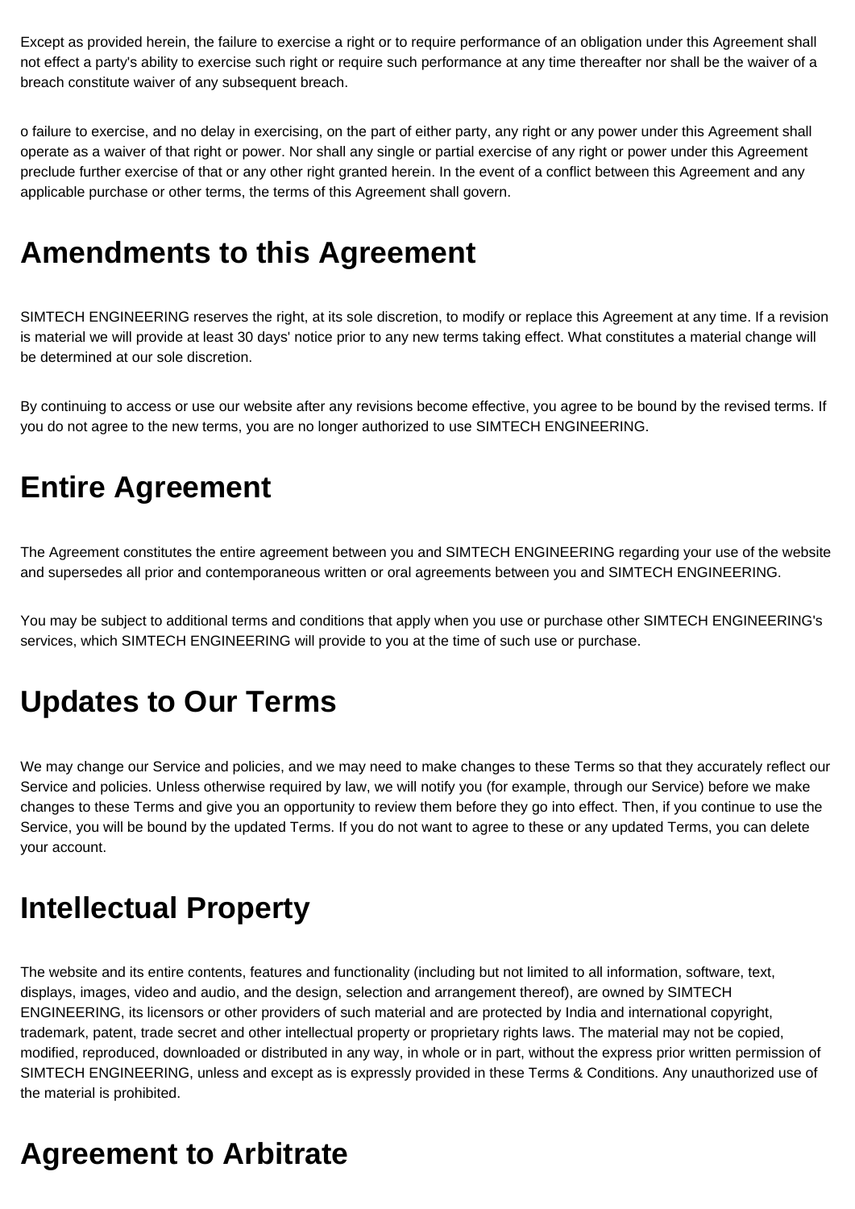Except as provided herein, the failure to exercise a right or to require performance of an obligation under this Agreement shall not effect a party's ability to exercise such right or require such performance at any time thereafter nor shall be the waiver of a breach constitute waiver of any subsequent breach.

o failure to exercise, and no delay in exercising, on the part of either party, any right or any power under this Agreement shall operate as a waiver of that right or power. Nor shall any single or partial exercise of any right or power under this Agreement preclude further exercise of that or any other right granted herein. In the event of a conflict between this Agreement and any applicable purchase or other terms, the terms of this Agreement shall govern.

## Amendments to this Agreement

SIMTECH ENGINEERING reserves the right, at its sole discretion, to modify or replace this Agreement at any time. If a revision is material we will provide at least 30 days' notice prior to any new terms taking effect. What constitutes a material change will be determined at our sole discretion.

By continuing to access or use our website after any revisions become effective, you agree to be bound by the revised terms. If you do not agree to the new terms, you are no longer authorized to use SIMTECH ENGINEERING.

## Entire Agreement

The Agreement constitutes the entire agreement between you and SIMTECH ENGINEERING regarding your use of the website and supersedes all prior and contemporaneous written or oral agreements between you and SIMTECH ENGINEERING.

You may be subject to additional terms and conditions that apply when you use or purchase other SIMTECH ENGINEERING's services, which SIMTECH ENGINEERING will provide to you at the time of such use or purchase.

## Updates to Our Terms

We may change our Service and policies, and we may need to make changes to these Terms so that they accurately reflect our Service and policies. Unless otherwise required by law, we will notify you (for example, through our Service) before we make changes to these Terms and give you an opportunity to review them before they go into effect. Then, if you continue to use the Service, you will be bound by the updated Terms. If you do not want to agree to these or any updated Terms, you can delete your account.

## Intellectual Property

The website and its entire contents, features and functionality (including but not limited to all information, software, text, displays, images, video and audio, and the design, selection and arrangement thereof), are owned by SIMTECH ENGINEERING, its licensors or other providers of such material and are protected by India and international copyright, trademark, patent, trade secret and other intellectual property or proprietary rights laws. The material may not be copied, modified, reproduced, downloaded or distributed in any way, in whole or in part, without the express prior written permission of SIMTECH ENGINEERING, unless and except as is expressly provided in these Terms & Conditions. Any unauthorized use of the material is prohibited.

## Agreement to Arbitrate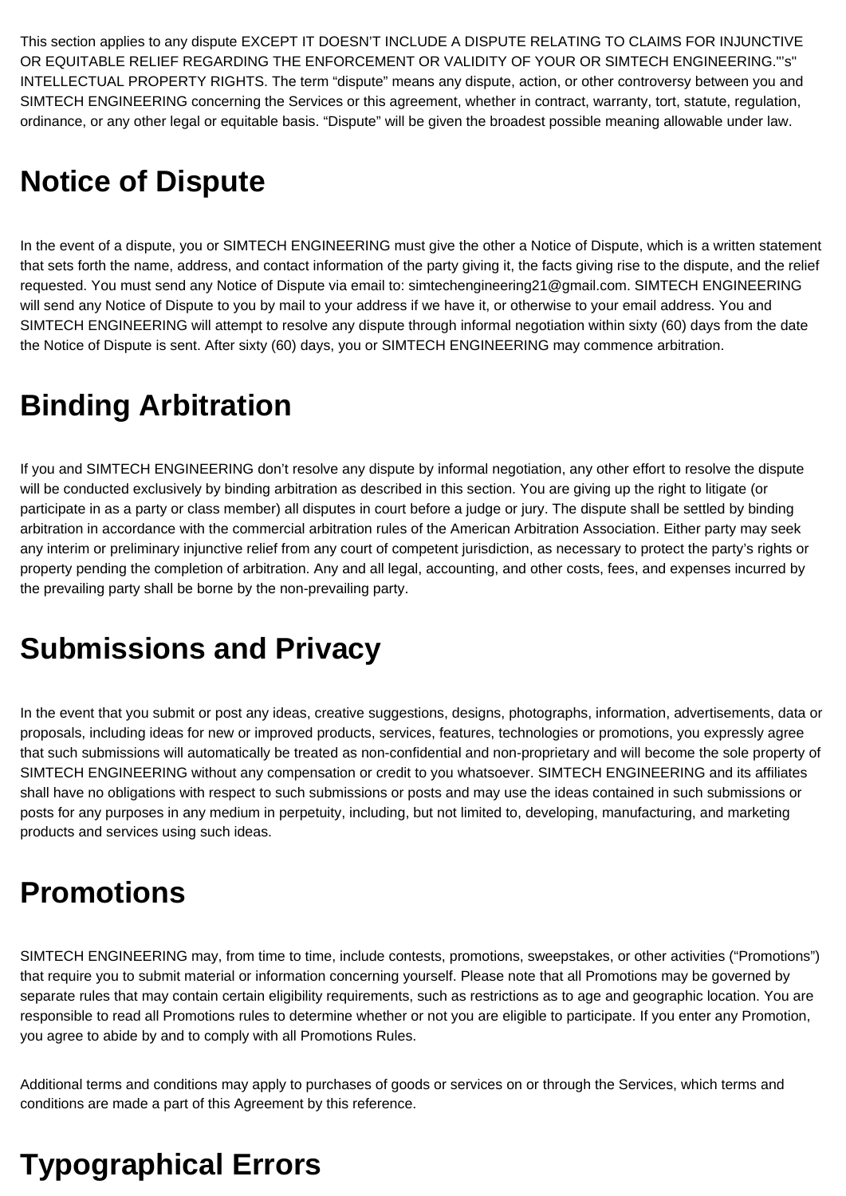This section applies to any dispute EXCEPT IT DOESN'T INCLUDE A DISPUTE RELATING TO CLAIMS FOR INJUNCTIVE OR EQUITABLE RELIEF REGARDING THE ENFORCEMENT OR VALIDITY OF YOUR OR SIMTECH ENGINEERING."'s" INTELLECTUAL PROPERTY RIGHTS. The term "dispute" means any dispute, action, or other controversy between you and SIMTECH ENGINEERING concerning the Services or this agreement, whether in contract, warranty, tort, statute, regulation, ordinance, or any other legal or equitable basis. "Dispute" will be given the broadest possible meaning allowable under law.

# Notice of Dispute

In the event of a dispute, you or SIMTECH ENGINEERING must give the other a Notice of Dispute, which is a written statement that sets forth the name, address, and contact information of the party giving it, the facts giving rise to the dispute, and the relief requested. You must send any Notice of Dispute via email to: simtechengineering21@gmail.com. SIMTECH ENGINEERING will send any Notice of Dispute to you by mail to your address if we have it, or otherwise to your email address. You and SIMTECH ENGINEERING will attempt to resolve any dispute through informal negotiation within sixty (60) days from the date the Notice of Dispute is sent. After sixty (60) days, you or SIMTECH ENGINEERING may commence arbitration.

# Binding Arbitration

If you and SIMTECH ENGINEERING don't resolve any dispute by informal negotiation, any other effort to resolve the dispute will be conducted exclusively by binding arbitration as described in this section. You are giving up the right to litigate (or participate in as a party or class member) all disputes in court before a judge or jury. The dispute shall be settled by binding arbitration in accordance with the commercial arbitration rules of the American Arbitration Association. Either party may seek any interim or preliminary injunctive relief from any court of competent jurisdiction, as necessary to protect the party's rights or property pending the completion of arbitration. Any and all legal, accounting, and other costs, fees, and expenses incurred by the prevailing party shall be borne by the non-prevailing party.

# Submissions and Privacy

In the event that you submit or post any ideas, creative suggestions, designs, photographs, information, advertisements, data or proposals, including ideas for new or improved products, services, features, technologies or promotions, you expressly agree that such submissions will automatically be treated as non-confidential and non-proprietary and will become the sole property of SIMTECH ENGINEERING without any compensation or credit to you whatsoever. SIMTECH ENGINEERING and its affiliates shall have no obligations with respect to such submissions or posts and may use the ideas contained in such submissions or posts for any purposes in any medium in perpetuity, including, but not limited to, developing, manufacturing, and marketing products and services using such ideas.

# Promotions

SIMTECH ENGINEERING may, from time to time, include contests, promotions, sweepstakes, or other activities ("Promotions") that require you to submit material or information concerning yourself. Please note that all Promotions may be governed by separate rules that may contain certain eligibility requirements, such as restrictions as to age and geographic location. You are responsible to read all Promotions rules to determine whether or not you are eligible to participate. If you enter any Promotion, you agree to abide by and to comply with all Promotions Rules.

Additional terms and conditions may apply to purchases of goods or services on or through the Services, which terms and conditions are made a part of this Agreement by this reference.

# Typographical Errors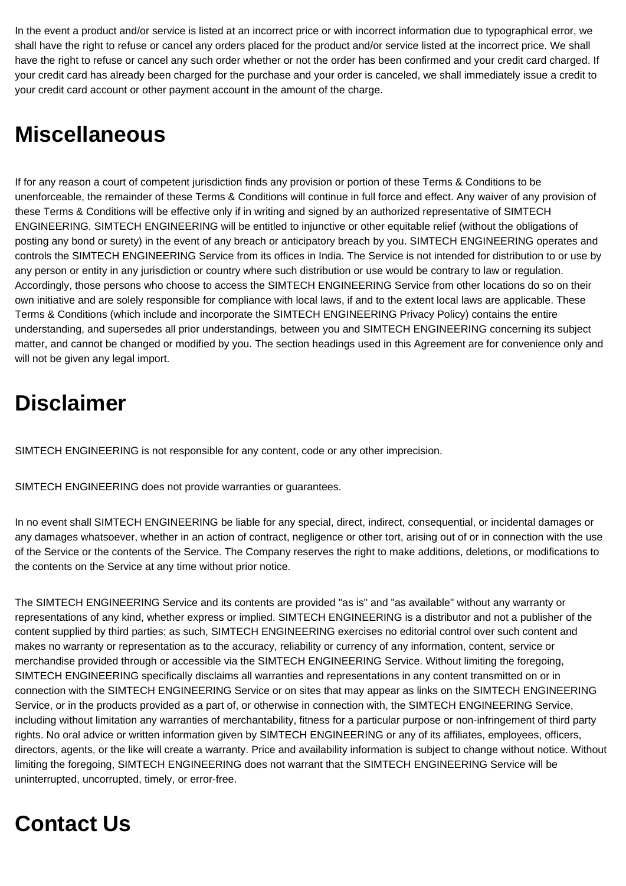In the event a product and/or service is listed at an incorrect price or with incorrect information due to typographical error, we shall have the right to refuse or cancel any orders placed for the product and/or service listed at the incorrect price. We shall have the right to refuse or cancel any such order whether or not the order has been confirmed and your credit card charged. If your credit card has already been charged for the purchase and your order is canceled, we shall immediately issue a credit to your credit card account or other payment account in the amount of the charge.

# Miscellaneous

If for any reason a court of competent jurisdiction finds any provision or portion of these Terms & Conditions to be unenforceable, the remainder of these Terms & Conditions will continue in full force and effect. Any waiver of any provision of these Terms & Conditions will be effective only if in writing and signed by an authorized representative of SIMTECH ENGINEERING. SIMTECH ENGINEERING will be entitled to injunctive or other equitable relief (without the obligations of posting any bond or surety) in the event of any breach or anticipatory breach by you. SIMTECH ENGINEERING operates and controls the SIMTECH ENGINEERING Service from its offices in India. The Service is not intended for distribution to or use by any person or entity in any jurisdiction or country where such distribution or use would be contrary to law or regulation. Accordingly, those persons who choose to access the SIMTECH ENGINEERING Service from other locations do so on their own initiative and are solely responsible for compliance with local laws, if and to the extent local laws are applicable. These Terms & Conditions (which include and incorporate the SIMTECH ENGINEERING Privacy Policy) contains the entire understanding, and supersedes all prior understandings, between you and SIMTECH ENGINEERING concerning its subject matter, and cannot be changed or modified by you. The section headings used in this Agreement are for convenience only and will not be given any legal import.

# Disclaimer

SIMTECH ENGINEERING is not responsible for any content, code or any other imprecision.

SIMTECH ENGINEERING does not provide warranties or guarantees.

In no event shall SIMTECH ENGINEERING be liable for any special, direct, indirect, consequential, or incidental damages or any damages whatsoever, whether in an action of contract, negligence or other tort, arising out of or in connection with the use of the Service or the contents of the Service. The Company reserves the right to make additions, deletions, or modifications to the contents on the Service at any time without prior notice.

The SIMTECH ENGINEERING Service and its contents are provided "as is" and "as available" without any warranty or representations of any kind, whether express or implied. SIMTECH ENGINEERING is a distributor and not a publisher of the content supplied by third parties; as such, SIMTECH ENGINEERING exercises no editorial control over such content and makes no warranty or representation as to the accuracy, reliability or currency of any information, content, service or merchandise provided through or accessible via the SIMTECH ENGINEERING Service. Without limiting the foregoing, SIMTECH ENGINEERING specifically disclaims all warranties and representations in any content transmitted on or in connection with the SIMTECH ENGINEERING Service or on sites that may appear as links on the SIMTECH ENGINEERING Service, or in the products provided as a part of, or otherwise in connection with, the SIMTECH ENGINEERING Service, including without limitation any warranties of merchantability, fitness for a particular purpose or non-infringement of third party rights. No oral advice or written information given by SIMTECH ENGINEERING or any of its affiliates, employees, officers, directors, agents, or the like will create a warranty. Price and availability information is subject to change without notice. Without limiting the foregoing, SIMTECH ENGINEERING does not warrant that the SIMTECH ENGINEERING Service will be uninterrupted, uncorrupted, timely, or error-free.

# Contact Us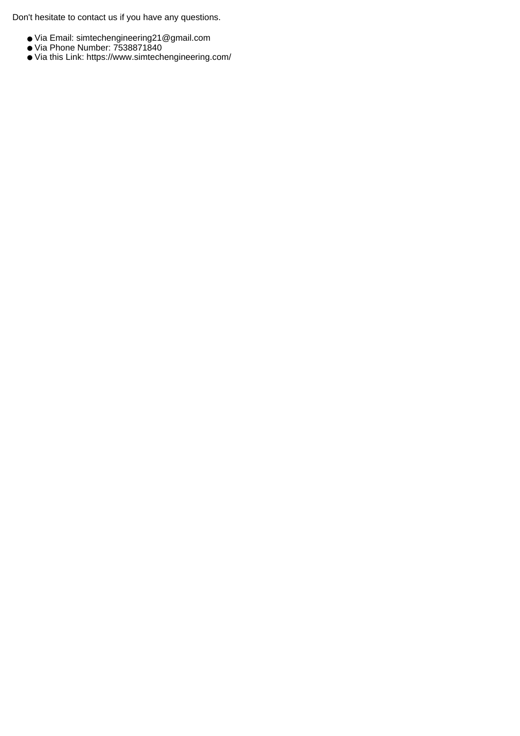Don't hesitate to contact us if you have any questions.

- Via Email: simtechengineering21@gmail.com
- Via Phone Number: 7538871840
- Via this Link: https://www.simtechengineering.com/